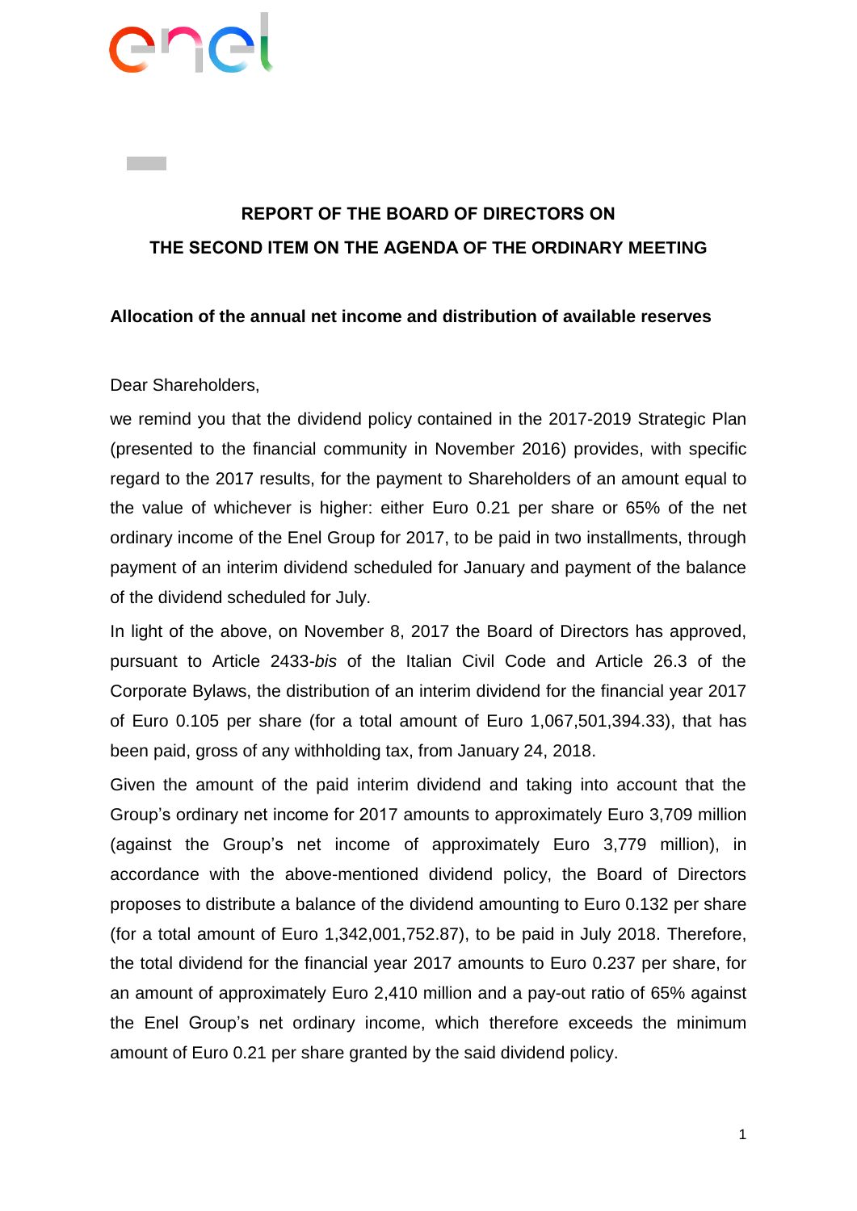## REPORT OF THE BOARD OF DIRECTORS ON
## THE SECOND ITEM ON THE AGENDA OF THE ORDINARY MEETING

**Allocation of the annual net income and distribution of available reserves**

Dear Shareholders,

we remind you that the dividend policy contained in the 2017-2019 Strategic Plan (presented to the financial community in November 2016) provides, with specific regard to the 2017 results, for the payment to Shareholders of an amount equal to the value of whichever is higher: either Euro 0.21 per share or 65% of the net ordinary income of the Enel Group for 2017, to be paid in two installments, through payment of an interim dividend scheduled for January and payment of the balance of the dividend scheduled for July.

In light of the above, on November 8, 2017 the Board of Directors has approved, pursuant to Article 2433-*bis* of the Italian Civil Code and Article 26.3 of the Corporate Bylaws, the distribution of an interim dividend for the financial year 2017 of Euro 0.105 per share (for a total amount of Euro 1,067,501,394.33), that has been paid, gross of any withholding tax, from January 24, 2018.

Given the amount of the paid interim dividend and taking into account that the Group's ordinary net income for 2017 amounts to approximately Euro 3,709 million (against the Group's net income of approximately Euro 3,779 million), in accordance with the above-mentioned dividend policy, the Board of Directors proposes to distribute a balance of the dividend amounting to Euro 0.132 per share (for a total amount of Euro 1,342,001,752.87), to be paid in July 2018. Therefore, the total dividend for the financial year 2017 amounts to Euro 0.237 per share, for an amount of approximately Euro 2,410 million and a pay-out ratio of 65% against the Enel Group's net ordinary income, which therefore exceeds the minimum amount of Euro 0.21 per share granted by the said dividend policy.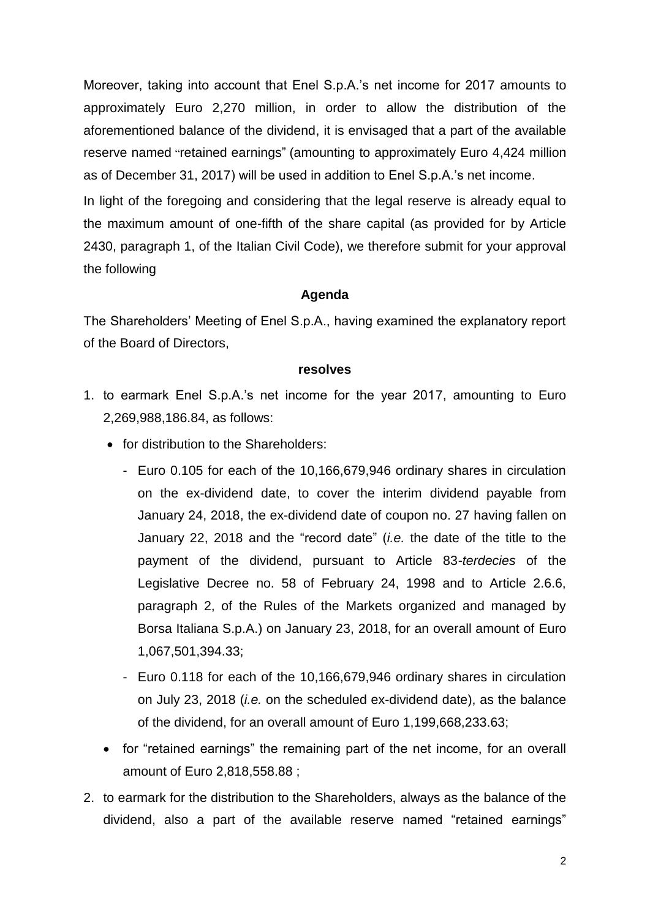Moreover, taking into account that Enel S.p.A.'s net income for 2017 amounts to approximately Euro 2,270 million, in order to allow the distribution of the aforementioned balance of the dividend, it is envisaged that a part of the available reserve named "retained earnings" (amounting to approximately Euro 4,424 million as of December 31, 2017) will be used in addition to Enel S.p.A.'s net income.

In light of the foregoing and considering that the legal reserve is already equal to the maximum amount of one-fifth of the share capital (as provided for by Article 2430, paragraph 1, of the Italian Civil Code), we therefore submit for your approval the following

**Agenda**

The Shareholders' Meeting of Enel S.p.A., having examined the explanatory report of the Board of Directors,

**resolves**

1. to earmark Enel S.p.A.'s net income for the year 2017, amounting to Euro 2,269,988,186.84, as follows:
   - for distribution to the Shareholders:
     - Euro 0.105 for each of the 10,166,679,946 ordinary shares in circulation on the ex-dividend date, to cover the interim dividend payable from January 24, 2018, the ex-dividend date of coupon no. 27 having fallen on January 22, 2018 and the "record date" (*i.e.* the date of the title to the payment of the dividend, pursuant to Article 83-*terdecies* of the Legislative Decree no. 58 of February 24, 1998 and to Article 2.6.6, paragraph 2, of the Rules of the Markets organized and managed by Borsa Italiana S.p.A.) on January 23, 2018, for an overall amount of Euro 1,067,501,394.33;
     - Euro 0.118 for each of the 10,166,679,946 ordinary shares in circulation on July 23, 2018 (*i.e.* on the scheduled ex-dividend date), as the balance of the dividend, for an overall amount of Euro 1,199,668,233.63;
   - for "retained earnings" the remaining part of the net income, for an overall amount of Euro 2,818,558.88 ;
2. to earmark for the distribution to the Shareholders, always as the balance of the dividend, also a part of the available reserve named "retained earnings"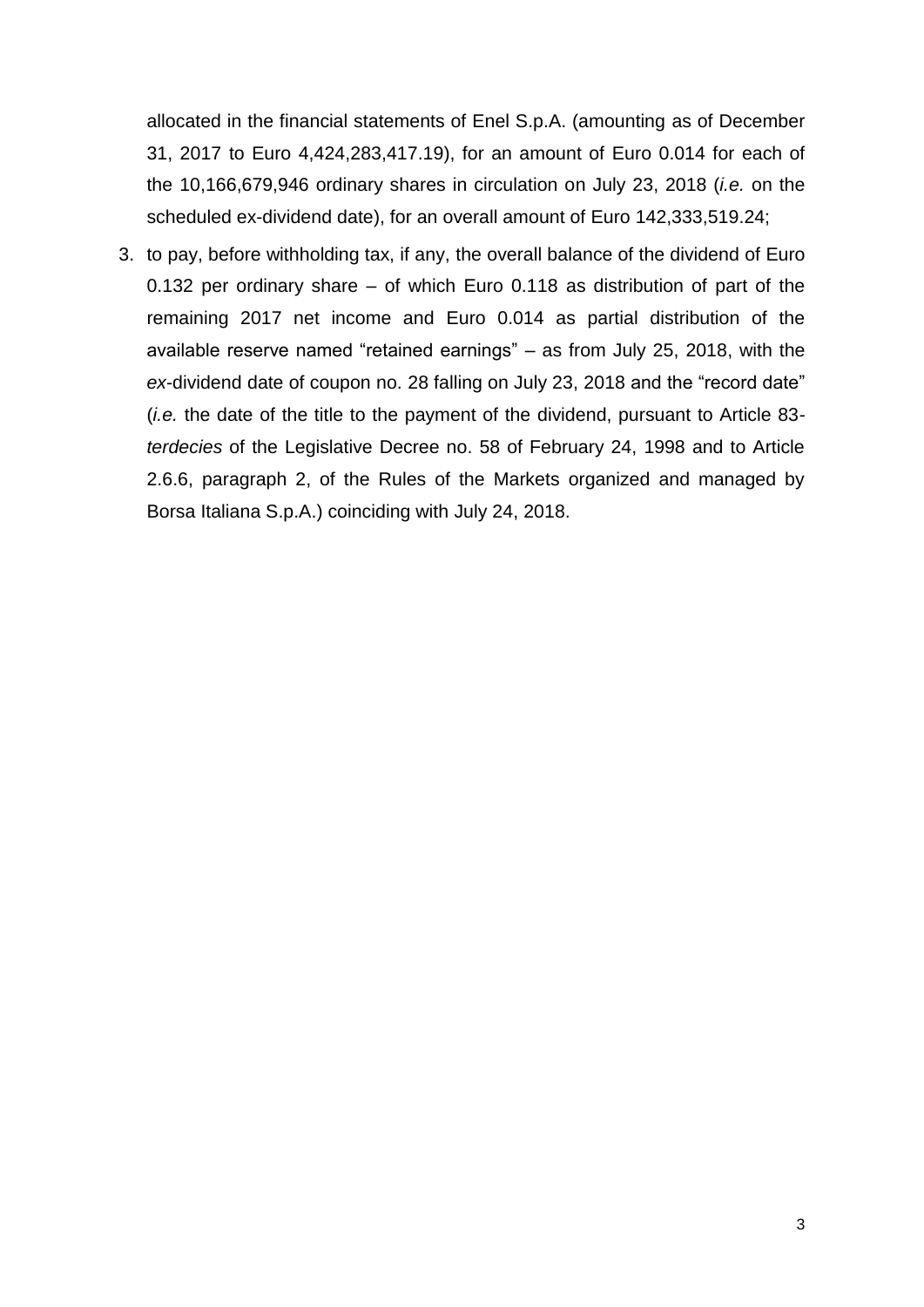allocated in the financial statements of Enel S.p.A. (amounting as of December 31, 2017 to Euro 4,424,283,417.19), for an amount of Euro 0.014 for each of the 10,166,679,946 ordinary shares in circulation on July 23, 2018 (*i.e.* on the scheduled ex-dividend date), for an overall amount of Euro 142,333,519.24;

3. to pay, before withholding tax, if any, the overall balance of the dividend of Euro 0.132 per ordinary share – of which Euro 0.118 as distribution of part of the remaining 2017 net income and Euro 0.014 as partial distribution of the available reserve named "retained earnings" – as from July 25, 2018, with the *ex*-dividend date of coupon no. 28 falling on July 23, 2018 and the "record date" (*i.e.* the date of the title to the payment of the dividend, pursuant to Article 83-*terdecies* of the Legislative Decree no. 58 of February 24, 1998 and to Article 2.6.6, paragraph 2, of the Rules of the Markets organized and managed by Borsa Italiana S.p.A.) coinciding with July 24, 2018.